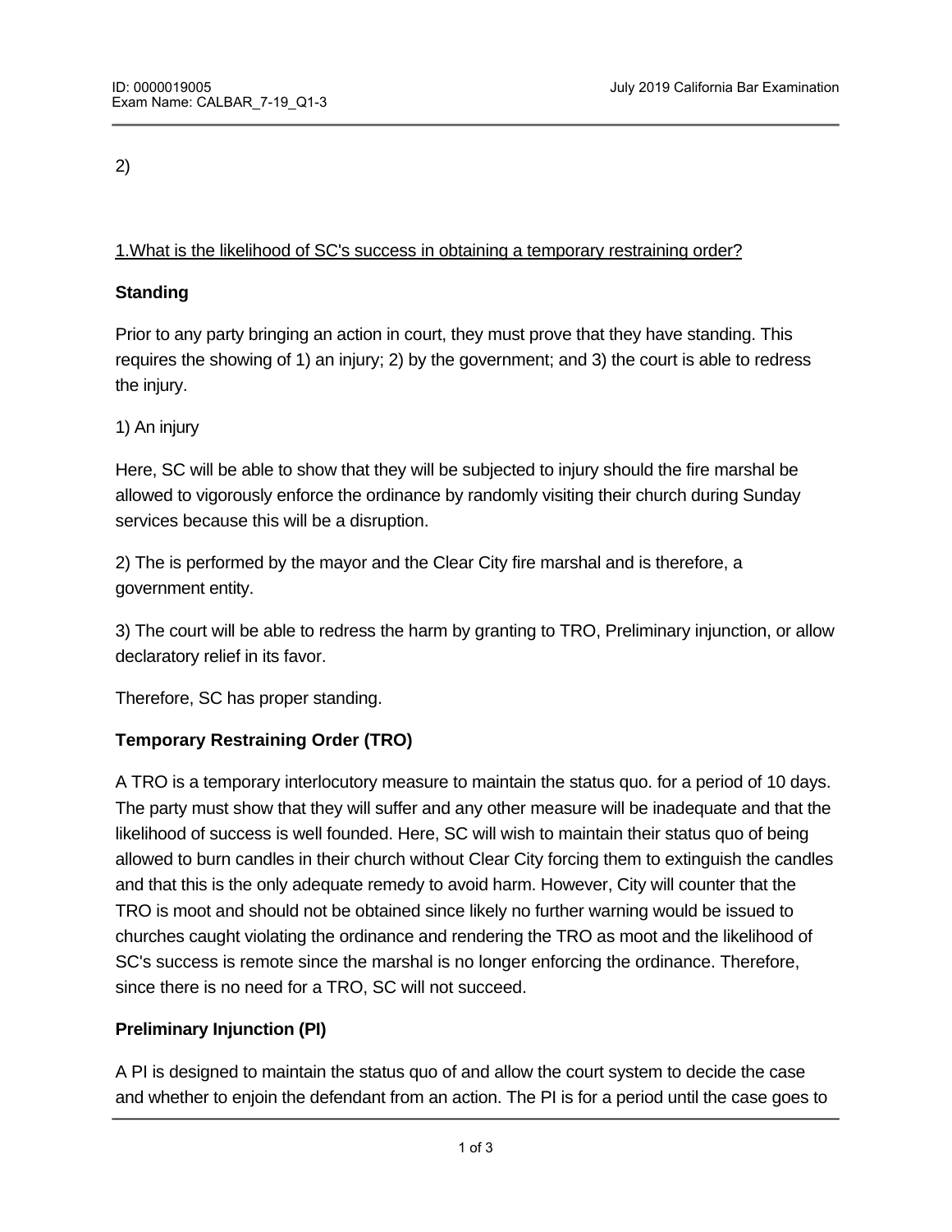2)

1.What is the likelihood of SC's success in obtaining a temporary restraining order?

**Standing**

Prior to any party bringing an action in court, they must prove that they have standing. This requires the showing of 1) an injury; 2) by the government; and 3) the court is able to redress the injury.

1) An injury

Here, SC will be able to show that they will be subjected to injury should the fire marshal be allowed to vigorously enforce the ordinance by randomly visiting their church during Sunday services because this will be a disruption.

2) The is performed by the mayor and the Clear City fire marshal and is therefore, a government entity.

3) The court will be able to redress the harm by granting to TRO, Preliminary injunction, or allow declaratory relief in its favor.

Therefore, SC has proper standing.

**Temporary Restraining Order (TRO)**

A TRO is a temporary interlocutory measure to maintain the status quo. for a period of 10 days. The party must show that they will suffer and any other measure will be inadequate and that the likelihood of success is well founded. Here, SC will wish to maintain their status quo of being allowed to burn candles in their church without Clear City forcing them to extinguish the candles and that this is the only adequate remedy to avoid harm. However, City will counter that the TRO is moot and should not be obtained since likely no further warning would be issued to churches caught violating the ordinance and rendering the TRO as moot and the likelihood of SC's success is remote since the marshal is no longer enforcing the ordinance. Therefore, since there is no need for a TRO, SC will not succeed.

**Preliminary Injunction (PI)**

A PI is designed to maintain the status quo of and allow the court system to decide the case and whether to enjoin the defendant from an action. The PI is for a period until the case goes to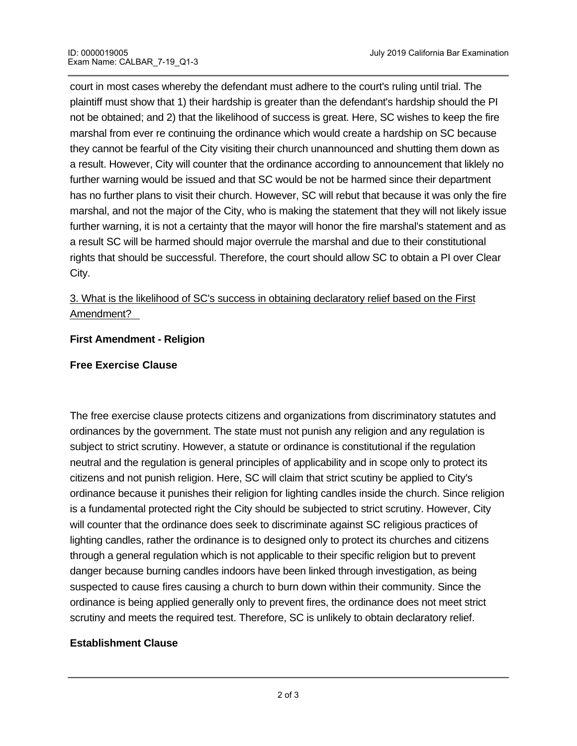court in most cases whereby the defendant must adhere to the court's ruling until trial. The plaintiff must show that 1) their hardship is greater than the defendant's hardship should the PI not be obtained; and 2) that the likelihood of success is great. Here, SC wishes to keep the fire marshal from ever re continuing the ordinance which would create a hardship on SC because they cannot be fearful of the City visiting their church unannounced and shutting them down as a result. However, City will counter that the ordinance according to announcement that liklely no further warning would be issued and that SC would be not be harmed since their department has no further plans to visit their church. However, SC will rebut that because it was only the fire marshal, and not the major of the City, who is making the statement that they will not likely issue further warning, it is not a certainty that the mayor will honor the fire marshal's statement and as a result SC will be harmed should major overrule the marshal and due to their constitutional rights that should be successful. Therefore, the court should allow SC to obtain a PI over Clear City.

3. What is the likelihood of SC's success in obtaining declaratory relief based on the First Amendment?

**First Amendment - Religion**

**Free Exercise Clause**

The free exercise clause protects citizens and organizations from discriminatory statutes and ordinances by the government. The state must not punish any religion and any regulation is subject to strict scrutiny. However, a statute or ordinance is constitutional if the regulation neutral and the regulation is general principles of applicability and in scope only to protect its citizens and not punish religion. Here, SC will claim that strict scutiny be applied to City's ordinance because it punishes their religion for lighting candles inside the church. Since religion is a fundamental protected right the City should be subjected to strict scrutiny. However, City will counter that the ordinance does seek to discriminate against SC religious practices of lighting candles, rather the ordinance is to designed only to protect its churches and citizens through a general regulation which is not applicable to their specific religion but to prevent danger because burning candles indoors have been linked through investigation, as being suspected to cause fires causing a church to burn down within their community. Since the ordinance is being applied generally only to prevent fires, the ordinance does not meet strict scrutiny and meets the required test. Therefore, SC is unlikely to obtain declaratory relief.

**Establishment Clause**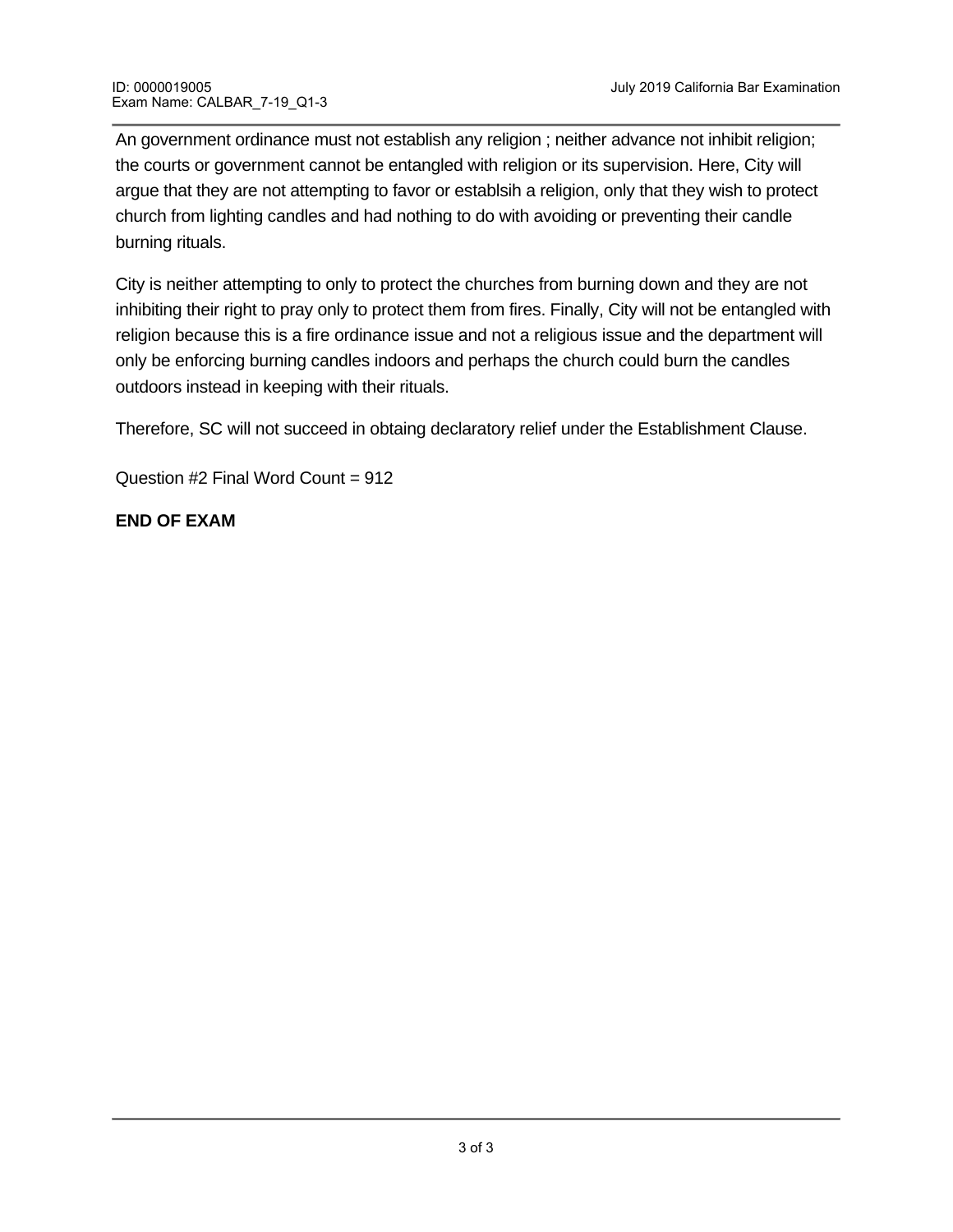An government ordinance must not establish any religion ; neither advance not inhibit religion; the courts or government cannot be entangled with religion or its supervision. Here, City will argue that they are not attempting to favor or establsih a religion, only that they wish to protect church from lighting candles and had nothing to do with avoiding or preventing their candle burning rituals.

City is neither attempting to only to protect the churches from burning down and they are not inhibiting their right to pray only to protect them from fires. Finally, City will not be entangled with religion because this is a fire ordinance issue and not a religious issue and the department will only be enforcing burning candles indoors and perhaps the church could burn the candles outdoors instead in keeping with their rituals.

Therefore, SC will not succeed in obtaing declaratory relief under the Establishment Clause.

Question #2 Final Word Count = 912

**END OF EXAM**